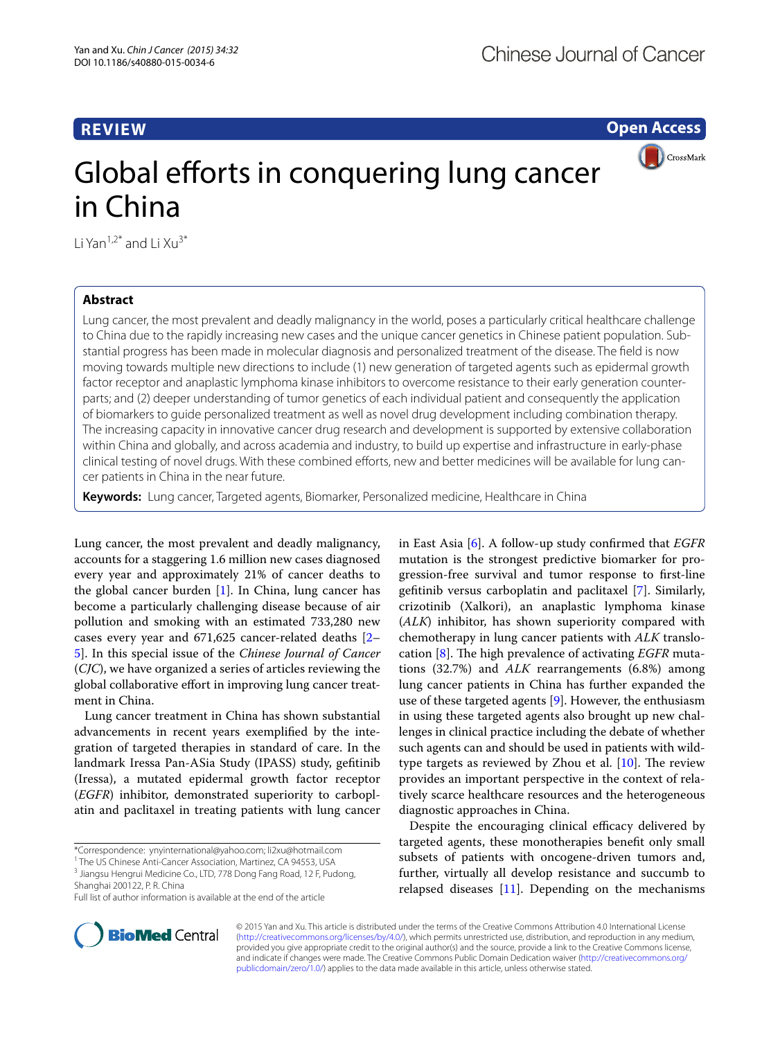**REVIEW** | **Open Access**

# Global efforts in conquering lung cancer in China

Li Yan[1,2*] and Li Xu[3*]

## Abstract

Lung cancer, the most prevalent and deadly malignancy in the world, poses a particularly critical healthcare challenge to China due to the rapidly increasing new cases and the unique cancer genetics in Chinese patient population. Substantial progress has been made in molecular diagnosis and personalized treatment of the disease. The field is now moving towards multiple new directions to include (1) new generation of targeted agents such as epidermal growth factor receptor and anaplastic lymphoma kinase inhibitors to overcome resistance to their early generation counterparts; and (2) deeper understanding of tumor genetics of each individual patient and consequently the application of biomarkers to guide personalized treatment as well as novel drug development including combination therapy. The increasing capacity in innovative cancer drug research and development is supported by extensive collaboration within China and globally, and across academia and industry, to build up expertise and infrastructure in early-phase clinical testing of novel drugs. With these combined efforts, new and better medicines will be available for lung cancer patients in China in the near future.

**Keywords:** Lung cancer, Targeted agents, Biomarker, Personalized medicine, Healthcare in China

Lung cancer, the most prevalent and deadly malignancy, accounts for a staggering 1.6 million new cases diagnosed every year and approximately 21% of cancer deaths to the global cancer burden [1]. In China, lung cancer has become a particularly challenging disease because of air pollution and smoking with an estimated 733,280 new cases every year and 671,625 cancer-related deaths [2–5]. In this special issue of the *Chinese Journal of Cancer* (*CJC*), we have organized a series of articles reviewing the global collaborative effort in improving lung cancer treatment in China.

Lung cancer treatment in China has shown substantial advancements in recent years exemplified by the integration of targeted therapies in standard of care. In the landmark Iressa Pan-ASia Study (IPASS) study, gefitinib (Iressa), a mutated epidermal growth factor receptor (*EGFR*) inhibitor, demonstrated superiority to carboplatin and paclitaxel in treating patients with lung cancer in East Asia [6]. A follow-up study confirmed that *EGFR* mutation is the strongest predictive biomarker for progression-free survival and tumor response to first-line gefitinib versus carboplatin and paclitaxel [7]. Similarly, crizotinib (Xalkori), an anaplastic lymphoma kinase (*ALK*) inhibitor, has shown superiority compared with chemotherapy in lung cancer patients with *ALK* translocation [8]. The high prevalence of activating *EGFR* mutations (32.7%) and *ALK* rearrangements (6.8%) among lung cancer patients in China has further expanded the use of these targeted agents [9]. However, the enthusiasm in using these targeted agents also brought up new challenges in clinical practice including the debate of whether such agents can and should be used in patients with wild-type targets as reviewed by Zhou et al. [10]. The review provides an important perspective in the context of relatively scarce healthcare resources and the heterogeneous diagnostic approaches in China.

Despite the encouraging clinical efficacy delivered by targeted agents, these monotherapies benefit only small subsets of patients with oncogene-driven tumors and, further, virtually all develop resistance and succumb to relapsed diseases [11]. Depending on the mechanisms

*Correspondence: ynyinternational@yahoo.com; li2xu@hotmail.com
[1] The US Chinese Anti-Cancer Association, Martinez, CA 94553, USA
[3] Jiangsu Hengrui Medicine Co., LTD, 778 Dong Fang Road, 12 F, Pudong, Shanghai 200122, P. R. China
Full list of author information is available at the end of the article

© 2015 Yan and Xu. This article is distributed under the terms of the Creative Commons Attribution 4.0 International License (http://creativecommons.org/licenses/by/4.0/), which permits unrestricted use, distribution, and reproduction in any medium, provided you give appropriate credit to the original author(s) and the source, provide a link to the Creative Commons license, and indicate if changes were made. The Creative Commons Public Domain Dedication waiver (http://creativecommons.org/publicdomain/zero/1.0/) applies to the data made available in this article, unless otherwise stated.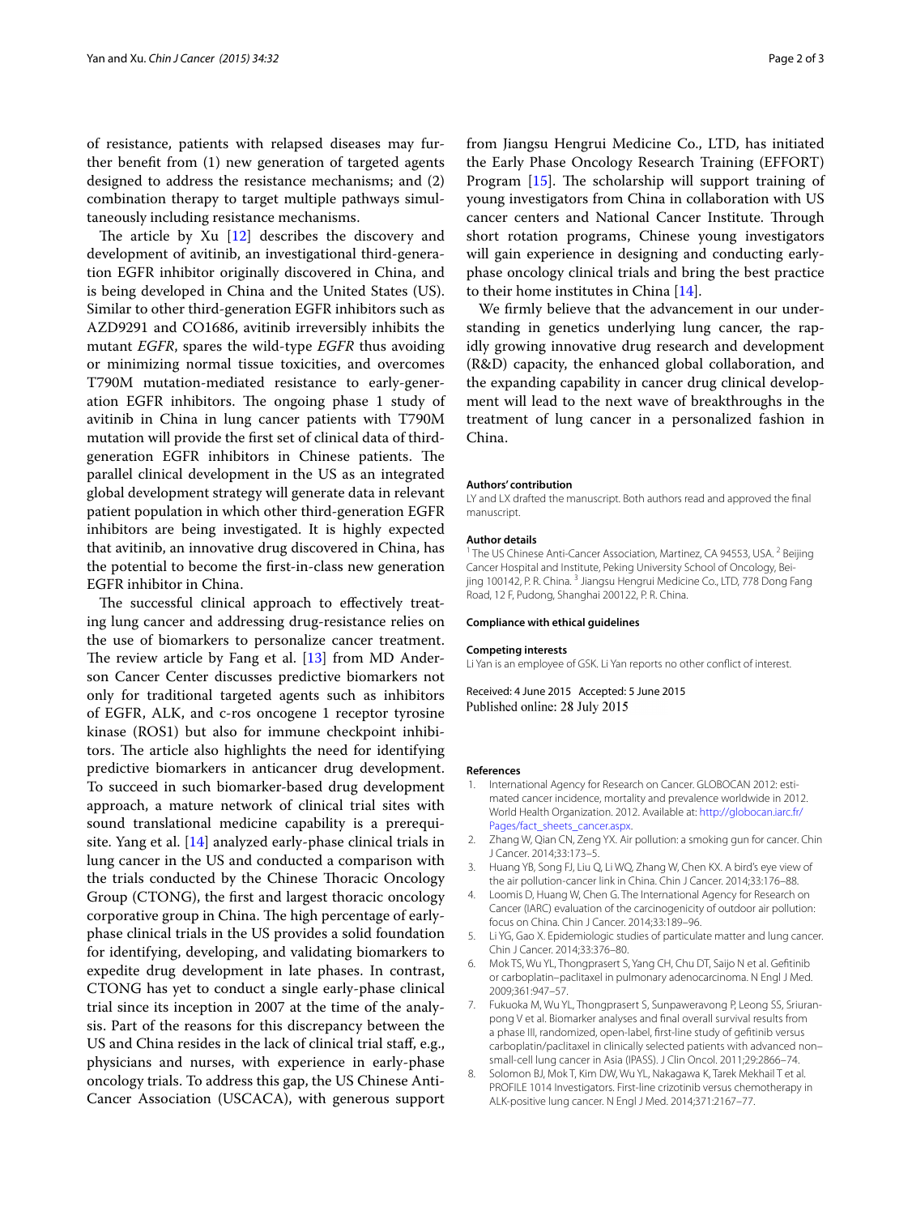of resistance, patients with relapsed diseases may further benefit from (1) new generation of targeted agents designed to address the resistance mechanisms; and (2) combination therapy to target multiple pathways simultaneously including resistance mechanisms.

The article by Xu [12] describes the discovery and development of avitinib, an investigational third-generation EGFR inhibitor originally discovered in China, and is being developed in China and the United States (US). Similar to other third-generation EGFR inhibitors such as AZD9291 and CO1686, avitinib irreversibly inhibits the mutant *EGFR*, spares the wild-type *EGFR* thus avoiding or minimizing normal tissue toxicities, and overcomes T790M mutation-mediated resistance to early-generation EGFR inhibitors. The ongoing phase 1 study of avitinib in China in lung cancer patients with T790M mutation will provide the first set of clinical data of third-generation EGFR inhibitors in Chinese patients. The parallel clinical development in the US as an integrated global development strategy will generate data in relevant patient population in which other third-generation EGFR inhibitors are being investigated. It is highly expected that avitinib, an innovative drug discovered in China, has the potential to become the first-in-class new generation EGFR inhibitor in China.

The successful clinical approach to effectively treating lung cancer and addressing drug-resistance relies on the use of biomarkers to personalize cancer treatment. The review article by Fang et al. [13] from MD Anderson Cancer Center discusses predictive biomarkers not only for traditional targeted agents such as inhibitors of EGFR, ALK, and c-ros oncogene 1 receptor tyrosine kinase (ROS1) but also for immune checkpoint inhibitors. The article also highlights the need for identifying predictive biomarkers in anticancer drug development. To succeed in such biomarker-based drug development approach, a mature network of clinical trial sites with sound translational medicine capability is a prerequisite. Yang et al. [14] analyzed early-phase clinical trials in lung cancer in the US and conducted a comparison with the trials conducted by the Chinese Thoracic Oncology Group (CTONG), the first and largest thoracic oncology corporative group in China. The high percentage of early-phase clinical trials in the US provides a solid foundation for identifying, developing, and validating biomarkers to expedite drug development in late phases. In contrast, CTONG has yet to conduct a single early-phase clinical trial since its inception in 2007 at the time of the analysis. Part of the reasons for this discrepancy between the US and China resides in the lack of clinical trial staff, e.g., physicians and nurses, with experience in early-phase oncology trials. To address this gap, the US Chinese Anti-Cancer Association (USCACA), with generous support from Jiangsu Hengrui Medicine Co., LTD, has initiated the Early Phase Oncology Research Training (EFFORT) Program [15]. The scholarship will support training of young investigators from China in collaboration with US cancer centers and National Cancer Institute. Through short rotation programs, Chinese young investigators will gain experience in designing and conducting early-phase oncology clinical trials and bring the best practice to their home institutes in China [14].

We firmly believe that the advancement in our understanding in genetics underlying lung cancer, the rapidly growing innovative drug research and development (R&D) capacity, the enhanced global collaboration, and the expanding capability in cancer drug clinical development will lead to the next wave of breakthroughs in the treatment of lung cancer in a personalized fashion in China.

#### Authors' contribution
LY and LX drafted the manuscript. Both authors read and approved the final manuscript.

#### Author details
[1] The US Chinese Anti-Cancer Association, Martinez, CA 94553, USA. [2] Beijing Cancer Hospital and Institute, Peking University School of Oncology, Beijing 100142, P. R. China. [3] Jiangsu Hengrui Medicine Co., LTD, 778 Dong Fang Road, 12 F, Pudong, Shanghai 200122, P. R. China.

#### Compliance with ethical guidelines

#### Competing interests
Li Yan is an employee of GSK. Li Yan reports no other conflict of interest.

Received: 4 June 2015 Accepted: 5 June 2015
Published online: 28 July 2015

#### References
1. International Agency for Research on Cancer. GLOBOCAN 2012: estimated cancer incidence, mortality and prevalence worldwide in 2012. World Health Organization. 2012. Available at: http://globocan.iarc.fr/Pages/fact_sheets_cancer.aspx.
2. Zhang W, Qian CN, Zeng YX. Air pollution: a smoking gun for cancer. Chin J Cancer. 2014;33:173–5.
3. Huang YB, Song FJ, Liu Q, Li WQ, Zhang W, Chen KX. A bird's eye view of the air pollution-cancer link in China. Chin J Cancer. 2014;33:176–88.
4. Loomis D, Huang W, Chen G. The International Agency for Research on Cancer (IARC) evaluation of the carcinogenicity of outdoor air pollution: focus on China. Chin J Cancer. 2014;33:189–96.
5. Li YG, Gao X. Epidemiologic studies of particulate matter and lung cancer. Chin J Cancer. 2014;33:376–80.
6. Mok TS, Wu YL, Thongprasert S, Yang CH, Chu DT, Saijo N et al. Gefitinib or carboplatin–paclitaxel in pulmonary adenocarcinoma. N Engl J Med. 2009;361:947–57.
7. Fukuoka M, Wu YL, Thongprasert S, Sunpaweravong P, Leong SS, Sriuranpong V et al. Biomarker analyses and final overall survival results from a phase III, randomized, open-label, first-line study of gefitinib versus carboplatin/paclitaxel in clinically selected patients with advanced non–small-cell lung cancer in Asia (IPASS). J Clin Oncol. 2011;29:2866–74.
8. Solomon BJ, Mok T, Kim DW, Wu YL, Nakagawa K, Tarek Mekhail T et al. PROFILE 1014 Investigators. First-line crizotinib versus chemotherapy in ALK-positive lung cancer. N Engl J Med. 2014;371:2167–77.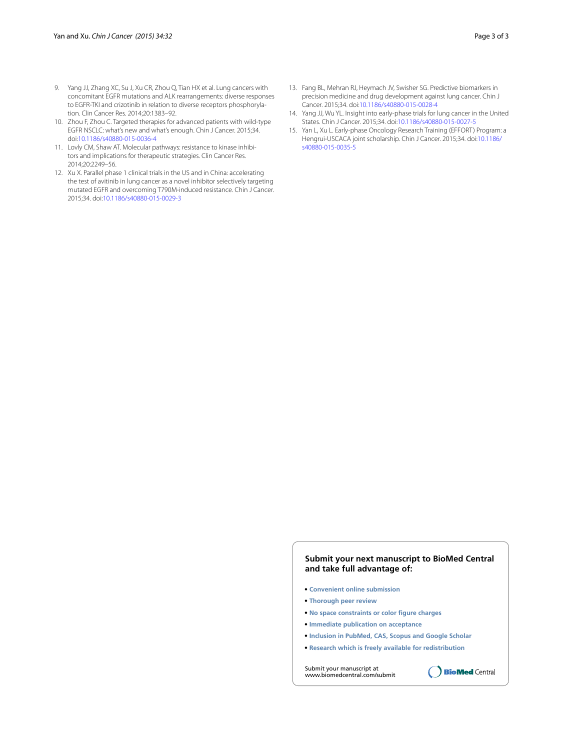9. Yang JJ, Zhang XC, Su J, Xu CR, Zhou Q, Tian HX et al. Lung cancers with concomitant EGFR mutations and ALK rearrangements: diverse responses to EGFR-TKI and crizotinib in relation to diverse receptors phosphorylation. Clin Cancer Res. 2014;20:1383–92.
10. Zhou F, Zhou C. Targeted therapies for advanced patients with wild-type EGFR NSCLC: what's new and what's enough. Chin J Cancer. 2015;34. doi:10.1186/s40880-015-0036-4
11. Lovly CM, Shaw AT. Molecular pathways: resistance to kinase inhibitors and implications for therapeutic strategies. Clin Cancer Res. 2014;20:2249–56.
12. Xu X. Parallel phase 1 clinical trials in the US and in China: accelerating the test of avitinib in lung cancer as a novel inhibitor selectively targeting mutated EGFR and overcoming T790M-induced resistance. Chin J Cancer. 2015;34. doi:10.1186/s40880-015-0029-3
13. Fang BL, Mehran RJ, Heymach JV, Swisher SG. Predictive biomarkers in precision medicine and drug development against lung cancer. Chin J Cancer. 2015;34. doi:10.1186/s40880-015-0028-4
14. Yang JJ, Wu YL. Insight into early-phase trials for lung cancer in the United States. Chin J Cancer. 2015;34. doi:10.1186/s40880-015-0027-5
15. Yan L, Xu L. Early-phase Oncology Research Training (EFFORT) Program: a Hengrui-USCACA joint scholarship. Chin J Cancer. 2015;34. doi:10.1186/s40880-015-0035-5

**Submit your next manuscript to BioMed Central and take full advantage of:**

- **Convenient online submission**
- **Thorough peer review**
- **No space constraints or color figure charges**
- **Immediate publication on acceptance**
- **Inclusion in PubMed, CAS, Scopus and Google Scholar**
- **Research which is freely available for redistribution**

Submit your manuscript at
www.biomedcentral.com/submit

BioMed Central